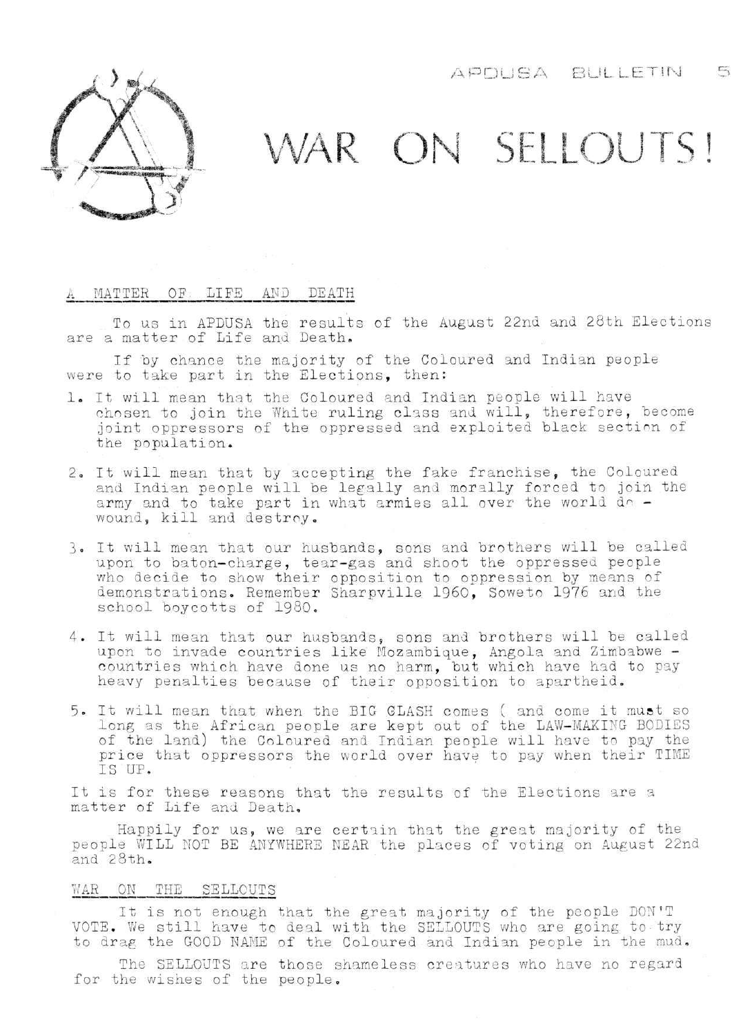APDUSA BULLETIN 5

# WAR ON SELLOUTS!

## A MATTER OF LIFE AND DEATH

To us in APDUSA the results of the August 22nd and 28th Elections are a matter of Life and Death.

If by chance the majority of the Coloured and Indian people were to take part in the Elections, then:

1. It will mean that the Coloured and Indian people will have chosen to join the White ruling class and will, therefore, become joint oppressors of the oppressed and exploited black section of the population.

2. It will mean that by accepting the fake franchise, the Coloured and Indian people will be legally and morally forced to join the army and to take part in what armies all over the world do - wound, kill and destroy.

3. It will mean that our husbands, sons and brothers will be called upon to baton-charge, tear-gas and shoot the oppressed people who decide to show their opposition to oppression by means of demonstrations. Remember Sharpville 1960, Soweto 1976 and the school boycotts of 1980.

4. It will mean that our husbands, sons and brothers will be called upon to invade countries like Mozambique, Angola and Zimbabwe - countries which have done us no harm, but which have had to pay heavy penalties because of their opposition to apartheid.

5. It will mean that when the BIG CLASH comes ( and come it must so long as the African people are kept out of the LAW-MAKING BODIES of the land) the Coloured and Indian people will have to pay the price that oppressors the world over have to pay when their TIME IS UP.

It is for these reasons that the results of the Elections are a matter of Life and Death.

Happily for us, we are certain that the great majority of the people WILL NOT BE ANYWHERE NEAR the places of voting on August 22nd and 28th.

## WAR ON THE SELLOUTS

It is not enough that the great majority of the people DON'T VOTE. We still have to deal with the SELLOUTS who are going to try to drag the GOOD NAME of the Coloured and Indian people in the mud.

The SELLOUTS are those shameless creatures who have no regard for the wishes of the people.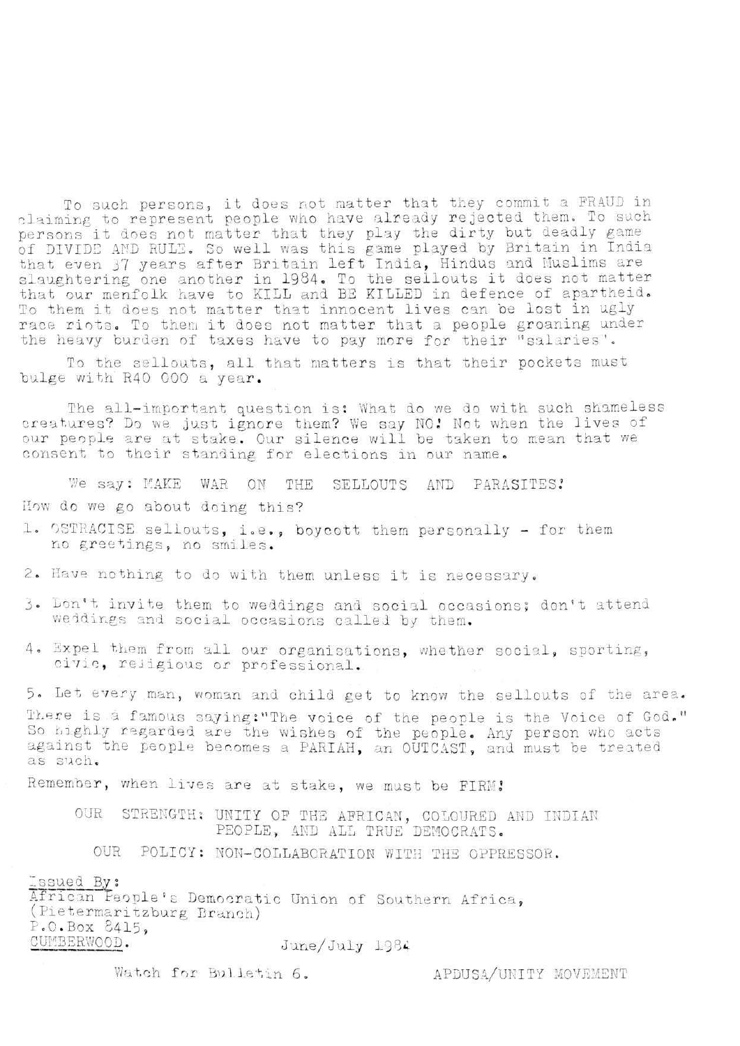To such persons, it does not matter that they commit a FRAUD in claiming to represent people who have already rejected them. To such persons it does not matter that they play the dirty but deadly game of DIVIDE AND RULE. So well was this game played by Britain in India that even 37 years after Britain left India, Hindus and Muslims are slaughtering one another in 1984. To the sellouts it does not matter that our menfolk have to KILL and BE KILLED in defence of apartheid. To them it does not matter that innocent lives can be lost in ugly race riots. To them it does not matter that a people groaning under the heavy burden of taxes have to pay more for their "salaries'.

To the sellouts, all that matters is that their pockets must bulge with R40 000 a year.

The all-important question is: What do we do with such shameless creatures? Do we just ignore them? We say NO! Not when the lives of our people are at stake. Our silence will be taken to mean that we consent to their standing for elections in our name.

We say: MAKE WAR ON THE SELLOUTS AND PARASITES!

How do we go about doing this?

1. OSTRACISE sellouts, i.e., boycott them personally - for them no greetings, no smiles.
2. Have nothing to do with them unless it is necessary.
3. Don't invite them to weddings and social occasions; don't attend weddings and social occasions called by them.
4. Expel them from all our organisations, whether social, sporting, civic, religious or professional.
5. Let every man, woman and child get to know the sellouts of the area.

There is a famous saying:"The voice of the people is the Voice of God." So highly regarded are the wishes of the people. Any person who acts against the people becomes a PARIAH, an OUTCAST, and must be treated as such.

Remember, when lives are at stake, we must be FIRM!

OUR STRENGTH: UNITY OF THE AFRICAN, COLOURED AND INDIAN PEOPLE, AND ALL TRUE DEMOCRATS.

OUR POLICY: NON-COLLABORATION WITH THE OPPRESSOR.

Issued By:
African People's Democratic Union of Southern Africa,
(Pietermaritzburg Branch)
P.O.Box 8415,
CUMBERWOOD.

June/July 1984

Watch for Bulletin 6.

APDUSA/UNITY MOVEMENT